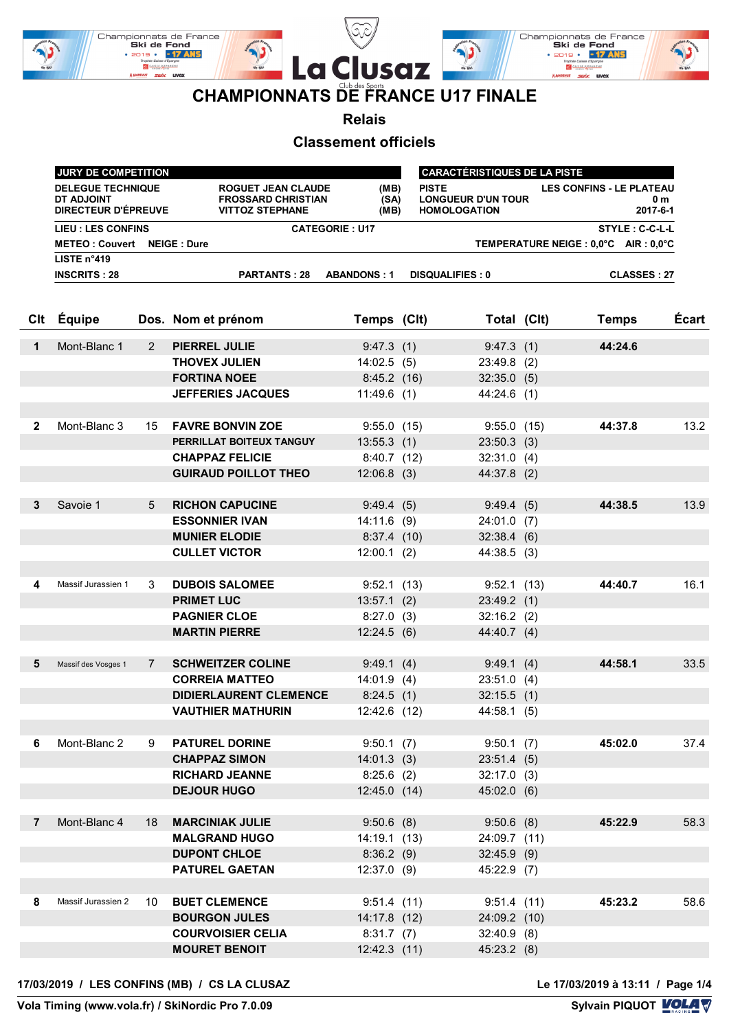# CHAMPIONNATS DE FRANCE U17 FINALE

## Relais

## Classement officiels

| JURY DE COMPETITION | | |
|---|---|---|
| DELEGUE TECHNIQUE | ROGUET JEAN CLAUDE | (MB) |
| DT ADJOINT | FROSSARD CHRISTIAN | (SA) |
| DIRECTEUR D'ÉPREUVE | VITTOZ STEPHANE | (MB) |

| CARACTÉRISTIQUES DE LA PISTE | |
|---|---|
| PISTE | LES CONFINS - LE PLATEAU |
| LONGUEUR D'UN TOUR | 0 m |
| HOMOLOGATION | 2017-6-1 |

LIEU : LES CONFINS — CATEGORIE : U17 — STYLE : C-C-L-L

METEO : Couvert — NEIGE : Dure — TEMPERATURE NEIGE : 0,0°C — AIR : 0,0°C

LISTE n°419

INSCRITS : 28 — PARTANTS : 28 — ABANDONS : 1 — DISQUALIFIES : 0 — CLASSES : 27

| Clt | Équipe | Dos. | Nom et prénom | Temps | (Clt) | Total | (Clt) | Temps | Écart |
|---|---|---|---|---|---|---|---|---|---|
| 1 | Mont-Blanc 1 | 2 | PIERREL JULIE | 9:47.3 | (1) | 9:47.3 | (1) | 44:24.6 | |
| | | | THOVEX JULIEN | 14:02.5 | (5) | 23:49.8 | (2) | | |
| | | | FORTINA NOEE | 8:45.2 | (16) | 32:35.0 | (5) | | |
| | | | JEFFERIES JACQUES | 11:49.6 | (1) | 44:24.6 | (1) | | |
| 2 | Mont-Blanc 3 | 15 | FAVRE BONVIN ZOE | 9:55.0 | (15) | 9:55.0 | (15) | 44:37.8 | 13.2 |
| | | | PERRILLAT BOITEUX TANGUY | 13:55.3 | (1) | 23:50.3 | (3) | | |
| | | | CHAPPAZ FELICIE | 8:40.7 | (12) | 32:31.0 | (4) | | |
| | | | GUIRAUD POILLOT THEO | 12:06.8 | (3) | 44:37.8 | (2) | | |
| 3 | Savoie 1 | 5 | RICHON CAPUCINE | 9:49.4 | (5) | 9:49.4 | (5) | 44:38.5 | 13.9 |
| | | | ESSONNIER IVAN | 14:11.6 | (9) | 24:01.0 | (7) | | |
| | | | MUNIER ELODIE | 8:37.4 | (10) | 32:38.4 | (6) | | |
| | | | CULLET VICTOR | 12:00.1 | (2) | 44:38.5 | (3) | | |
| 4 | Massif Jurassien 1 | 3 | DUBOIS SALOMEE | 9:52.1 | (13) | 9:52.1 | (13) | 44:40.7 | 16.1 |
| | | | PRIMET LUC | 13:57.1 | (2) | 23:49.2 | (1) | | |
| | | | PAGNIER CLOE | 8:27.0 | (3) | 32:16.2 | (2) | | |
| | | | MARTIN PIERRE | 12:24.5 | (6) | 44:40.7 | (4) | | |
| 5 | Massif des Vosges 1 | 7 | SCHWEITZER COLINE | 9:49.1 | (4) | 9:49.1 | (4) | 44:58.1 | 33.5 |
| | | | CORREIA MATTEO | 14:01.9 | (4) | 23:51.0 | (4) | | |
| | | | DIDIERLAURENT CLEMENCE | 8:24.5 | (1) | 32:15.5 | (1) | | |
| | | | VAUTHIER MATHURIN | 12:42.6 | (12) | 44:58.1 | (5) | | |
| 6 | Mont-Blanc 2 | 9 | PATUREL DORINE | 9:50.1 | (7) | 9:50.1 | (7) | 45:02.0 | 37.4 |
| | | | CHAPPAZ SIMON | 14:01.3 | (3) | 23:51.4 | (5) | | |
| | | | RICHARD JEANNE | 8:25.6 | (2) | 32:17.0 | (3) | | |
| | | | DEJOUR HUGO | 12:45.0 | (14) | 45:02.0 | (6) | | |
| 7 | Mont-Blanc 4 | 18 | MARCINIAK JULIE | 9:50.6 | (8) | 9:50.6 | (8) | 45:22.9 | 58.3 |
| | | | MALGRAND HUGO | 14:19.1 | (13) | 24:09.7 | (11) | | |
| | | | DUPONT CHLOE | 8:36.2 | (9) | 32:45.9 | (9) | | |
| | | | PATUREL GAETAN | 12:37.0 | (9) | 45:22.9 | (7) | | |
| 8 | Massif Jurassien 2 | 10 | BUET CLEMENCE | 9:51.4 | (11) | 9:51.4 | (11) | 45:23.2 | 58.6 |
| | | | BOURGON JULES | 14:17.8 | (12) | 24:09.2 | (10) | | |
| | | | COURVOISIER CELIA | 8:31.7 | (7) | 32:40.9 | (8) | | |
| | | | MOURET BENOIT | 12:42.3 | (11) | 45:23.2 | (8) | | |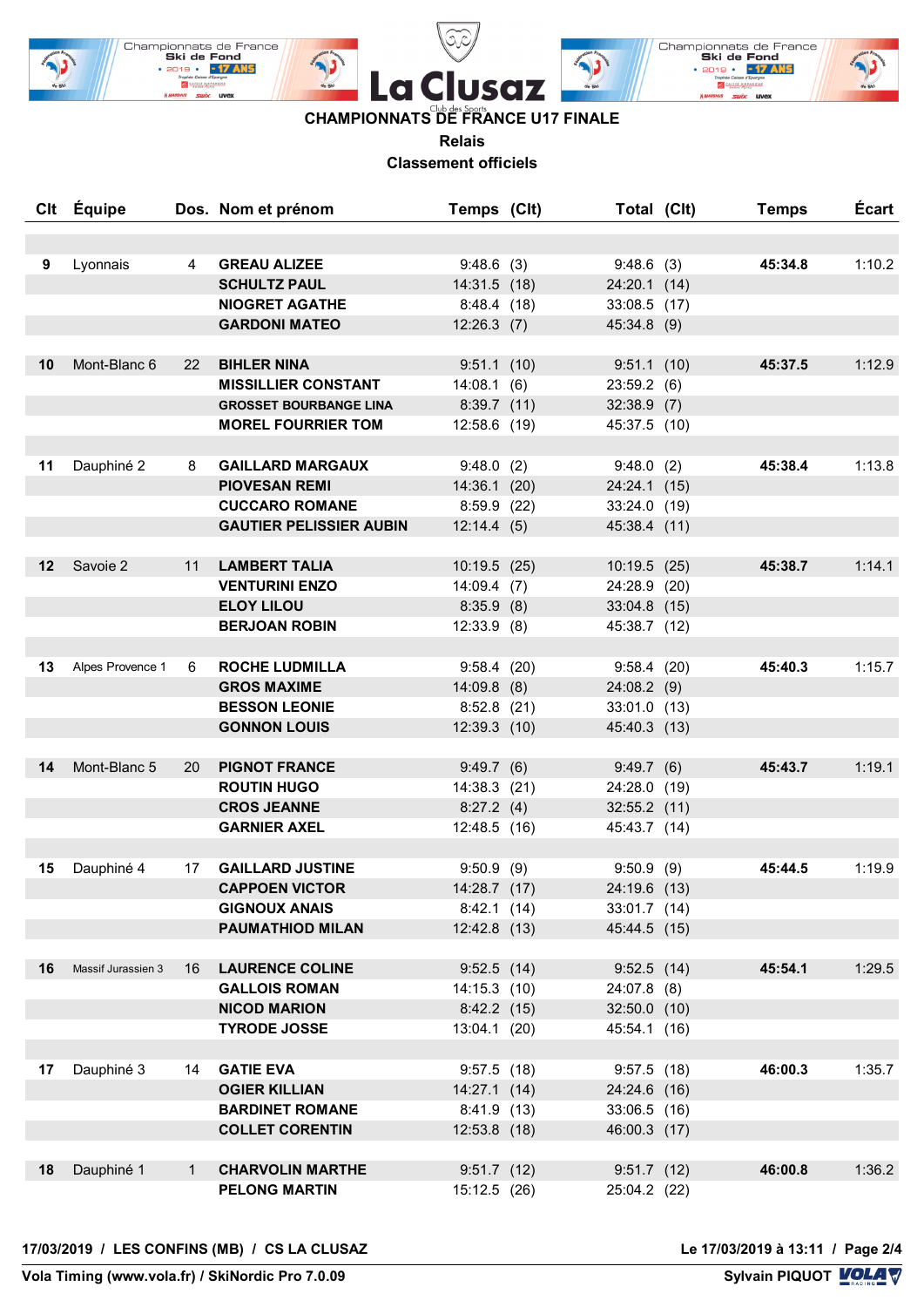# CHAMPIONNATS DE FRANCE U17 FINALE

## Relais

### Classement officiels

| Clt | Équipe | Dos. | Nom et prénom | Temps | (Clt) | Total | (Clt) | Temps | Écart |
|---|---|---|---|---|---|---|---|---|---|
| 9 | Lyonnais | 4 | GREAU ALIZEE | 9:48.6 | (3) | 9:48.6 | (3) | 45:34.8 | 1:10.2 |
| | | | SCHULTZ PAUL | 14:31.5 | (18) | 24:20.1 | (14) | | |
| | | | NIOGRET AGATHE | 8:48.4 | (18) | 33:08.5 | (17) | | |
| | | | GARDONI MATEO | 12:26.3 | (7) | 45:34.8 | (9) | | |
| 10 | Mont-Blanc 6 | 22 | BIHLER NINA | 9:51.1 | (10) | 9:51.1 | (10) | 45:37.5 | 1:12.9 |
| | | | MISSILLIER CONSTANT | 14:08.1 | (6) | 23:59.2 | (6) | | |
| | | | GROSSET BOURBANGE LINA | 8:39.7 | (11) | 32:38.9 | (7) | | |
| | | | MOREL FOURRIER TOM | 12:58.6 | (19) | 45:37.5 | (10) | | |
| 11 | Dauphiné 2 | 8 | GAILLARD MARGAUX | 9:48.0 | (2) | 9:48.0 | (2) | 45:38.4 | 1:13.8 |
| | | | PIOVESAN REMI | 14:36.1 | (20) | 24:24.1 | (15) | | |
| | | | CUCCARO ROMANE | 8:59.9 | (22) | 33:24.0 | (19) | | |
| | | | GAUTIER PELISSIER AUBIN | 12:14.4 | (5) | 45:38.4 | (11) | | |
| 12 | Savoie 2 | 11 | LAMBERT TALIA | 10:19.5 | (25) | 10:19.5 | (25) | 45:38.7 | 1:14.1 |
| | | | VENTURINI ENZO | 14:09.4 | (7) | 24:28.9 | (20) | | |
| | | | ELOY LILOU | 8:35.9 | (8) | 33:04.8 | (15) | | |
| | | | BERJOAN ROBIN | 12:33.9 | (8) | 45:38.7 | (12) | | |
| 13 | Alpes Provence 1 | 6 | ROCHE LUDMILLA | 9:58.4 | (20) | 9:58.4 | (20) | 45:40.3 | 1:15.7 |
| | | | GROS MAXIME | 14:09.8 | (8) | 24:08.2 | (9) | | |
| | | | BESSON LEONIE | 8:52.8 | (21) | 33:01.0 | (13) | | |
| | | | GONNON LOUIS | 12:39.3 | (10) | 45:40.3 | (13) | | |
| 14 | Mont-Blanc 5 | 20 | PIGNOT FRANCE | 9:49.7 | (6) | 9:49.7 | (6) | 45:43.7 | 1:19.1 |
| | | | ROUTIN HUGO | 14:38.3 | (21) | 24:28.0 | (19) | | |
| | | | CROS JEANNE | 8:27.2 | (4) | 32:55.2 | (11) | | |
| | | | GARNIER AXEL | 12:48.5 | (16) | 45:43.7 | (14) | | |
| 15 | Dauphiné 4 | 17 | GAILLARD JUSTINE | 9:50.9 | (9) | 9:50.9 | (9) | 45:44.5 | 1:19.9 |
| | | | CAPPOEN VICTOR | 14:28.7 | (17) | 24:19.6 | (13) | | |
| | | | GIGNOUX ANAIS | 8:42.1 | (14) | 33:01.7 | (14) | | |
| | | | PAUMATHIOD MILAN | 12:42.8 | (13) | 45:44.5 | (15) | | |
| 16 | Massif Jurassien 3 | 16 | LAURENCE COLINE | 9:52.5 | (14) | 9:52.5 | (14) | 45:54.1 | 1:29.5 |
| | | | GALLOIS ROMAN | 14:15.3 | (10) | 24:07.8 | (8) | | |
| | | | NICOD MARION | 8:42.2 | (15) | 32:50.0 | (10) | | |
| | | | TYRODE JOSSE | 13:04.1 | (20) | 45:54.1 | (16) | | |
| 17 | Dauphiné 3 | 14 | GATIE EVA | 9:57.5 | (18) | 9:57.5 | (18) | 46:00.3 | 1:35.7 |
| | | | OGIER KILLIAN | 14:27.1 | (14) | 24:24.6 | (16) | | |
| | | | BARDINET ROMANE | 8:41.9 | (13) | 33:06.5 | (16) | | |
| | | | COLLET CORENTIN | 12:53.8 | (18) | 46:00.3 | (17) | | |
| 18 | Dauphiné 1 | 1 | CHARVOLIN MARTHE | 9:51.7 | (12) | 9:51.7 | (12) | 46:00.8 | 1:36.2 |
| | | | PELONG MARTIN | 15:12.5 | (26) | 25:04.2 | (22) | | |

17/03/2019 / LES CONFINS (MB) / CS LA CLUSAZ

Le 17/03/2019 à 13:11

Vola Timing (www.vola.fr) / SkiNordic Pro 7.0.09

Sylvain PIQUOT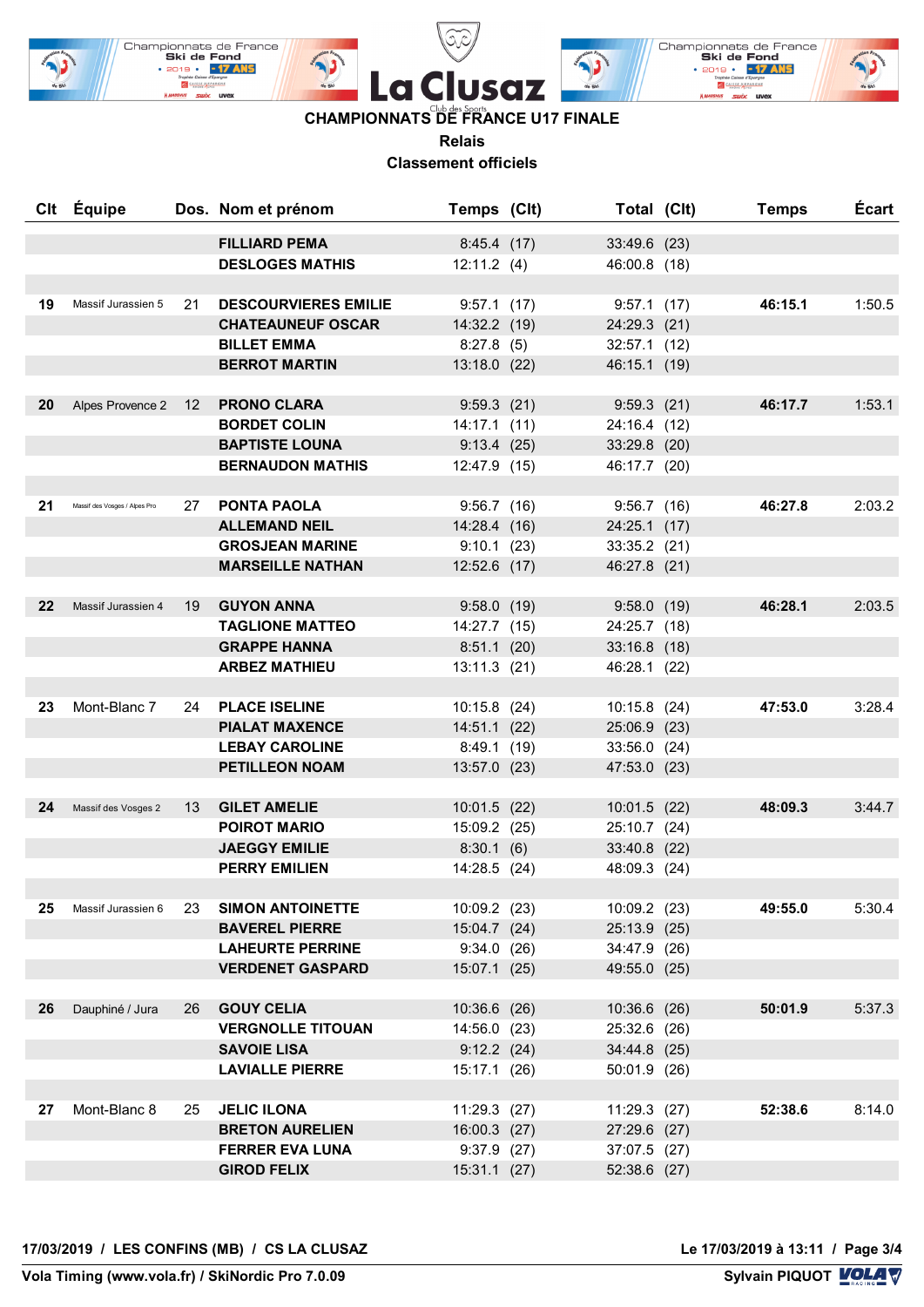# CHAMPIONNATS DE FRANCE U17 FINALE

## Relais

## Classement officiels

| Clt | Équipe | Dos. | Nom et prénom | Temps | (Clt) | Total | (Clt) | Temps | Écart |
|---|---|---|---|---|---|---|---|---|---|
| | | | **FILLIARD PEMA** | 8:45.4 | (17) | 33:49.6 | (23) | | |
| | | | **DESLOGES MATHIS** | 12:11.2 | (4) | 46:00.8 | (18) | | |
| **19** | Massif Jurassien 5 | 21 | **DESCOURVIERES EMILIE** | 9:57.1 | (17) | 9:57.1 | (17) | **46:15.1** | 1:50.5 |
| | | | **CHATEAUNEUF OSCAR** | 14:32.2 | (19) | 24:29.3 | (21) | | |
| | | | **BILLET EMMA** | 8:27.8 | (5) | 32:57.1 | (12) | | |
| | | | **BERROT MARTIN** | 13:18.0 | (22) | 46:15.1 | (19) | | |
| **20** | Alpes Provence 2 | 12 | **PRONO CLARA** | 9:59.3 | (21) | 9:59.3 | (21) | **46:17.7** | 1:53.1 |
| | | | **BORDET COLIN** | 14:17.1 | (11) | 24:16.4 | (12) | | |
| | | | **BAPTISTE LOUNA** | 9:13.4 | (25) | 33:29.8 | (20) | | |
| | | | **BERNAUDON MATHIS** | 12:47.9 | (15) | 46:17.7 | (20) | | |
| **21** | Massif des Vosges / Alpes Pro | 27 | **PONTA PAOLA** | 9:56.7 | (16) | 9:56.7 | (16) | **46:27.8** | 2:03.2 |
| | | | **ALLEMAND NEIL** | 14:28.4 | (16) | 24:25.1 | (17) | | |
| | | | **GROSJEAN MARINE** | 9:10.1 | (23) | 33:35.2 | (21) | | |
| | | | **MARSEILLE NATHAN** | 12:52.6 | (17) | 46:27.8 | (21) | | |
| **22** | Massif Jurassien 4 | 19 | **GUYON ANNA** | 9:58.0 | (19) | 9:58.0 | (19) | **46:28.1** | 2:03.5 |
| | | | **TAGLIONE MATTEO** | 14:27.7 | (15) | 24:25.7 | (18) | | |
| | | | **GRAPPE HANNA** | 8:51.1 | (20) | 33:16.8 | (18) | | |
| | | | **ARBEZ MATHIEU** | 13:11.3 | (21) | 46:28.1 | (22) | | |
| **23** | Mont-Blanc 7 | 24 | **PLACE ISELINE** | 10:15.8 | (24) | 10:15.8 | (24) | **47:53.0** | 3:28.4 |
| | | | **PIALAT MAXENCE** | 14:51.1 | (22) | 25:06.9 | (23) | | |
| | | | **LEBAY CAROLINE** | 8:49.1 | (19) | 33:56.0 | (24) | | |
| | | | **PETILLEON NOAM** | 13:57.0 | (23) | 47:53.0 | (23) | | |
| **24** | Massif des Vosges 2 | 13 | **GILET AMELIE** | 10:01.5 | (22) | 10:01.5 | (22) | **48:09.3** | 3:44.7 |
| | | | **POIROT MARIO** | 15:09.2 | (25) | 25:10.7 | (24) | | |
| | | | **JAEGGY EMILIE** | 8:30.1 | (6) | 33:40.8 | (22) | | |
| | | | **PERRY EMILIEN** | 14:28.5 | (24) | 48:09.3 | (24) | | |
| **25** | Massif Jurassien 6 | 23 | **SIMON ANTOINETTE** | 10:09.2 | (23) | 10:09.2 | (23) | **49:55.0** | 5:30.4 |
| | | | **BAVEREL PIERRE** | 15:04.7 | (24) | 25:13.9 | (25) | | |
| | | | **LAHEURTE PERRINE** | 9:34.0 | (26) | 34:47.9 | (26) | | |
| | | | **VERDENET GASPARD** | 15:07.1 | (25) | 49:55.0 | (25) | | |
| **26** | Dauphiné / Jura | 26 | **GOUY CELIA** | 10:36.6 | (26) | 10:36.6 | (26) | **50:01.9** | 5:37.3 |
| | | | **VERGNOLLE TITOUAN** | 14:56.0 | (23) | 25:32.6 | (26) | | |
| | | | **SAVOIE LISA** | 9:12.2 | (24) | 34:44.8 | (25) | | |
| | | | **LAVIALLE PIERRE** | 15:17.1 | (26) | 50:01.9 | (26) | | |
| **27** | Mont-Blanc 8 | 25 | **JELIC ILONA** | 11:29.3 | (27) | 11:29.3 | (27) | **52:38.6** | 8:14.0 |
| | | | **BRETON AURELIEN** | 16:00.3 | (27) | 27:29.6 | (27) | | |
| | | | **FERRER EVA LUNA** | 9:37.9 | (27) | 37:07.5 | (27) | | |
| | | | **GIROD FELIX** | 15:31.1 | (27) | 52:38.6 | (27) | | |

**17/03/2019 / LES CONFINS (MB) / CS LA CLUSAZ** — **Le 17/03/2019 à 13:11**

**Vola Timing (www.vola.fr) / SkiNordic Pro 7.0.09** — **Sylvain PIQUOT**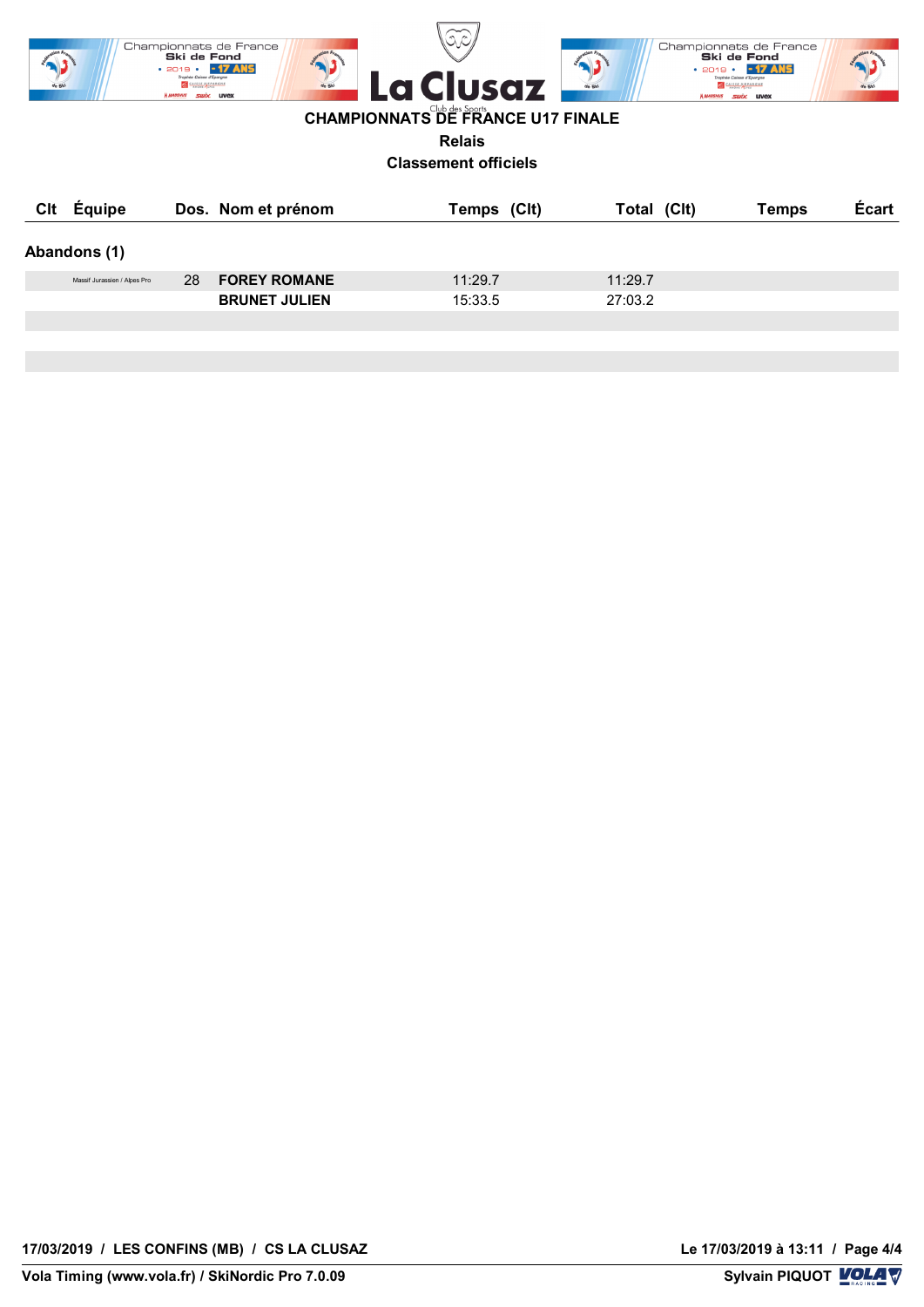## CHAMPIONNATS DE FRANCE U17 FINALE

### Relais

### Classement officiels

| Clt | Équipe | Dos. | Nom et prénom | Temps (Clt) | Total (Clt) | Temps | Écart |
|---|---|---|---|---|---|---|---|

**Abandons (1)**

| Clt | Équipe | Dos. | Nom et prénom | Temps (Clt) | Total (Clt) | Temps | Écart |
|---|---|---|---|---|---|---|---|
| | Massif Jurassien / Alpes Pro | 28 | **FOREY ROMANE** | 11:29.7 | 11:29.7 | | |
| | | | **BRUNET JULIEN** | 15:33.5 | 27:03.2 | | |

17/03/2019 / LES CONFINS (MB) / CS LA CLUSAZ

Le 17/03/2019 à 13:11

Vola Timing (www.vola.fr) / SkiNordic Pro 7.0.09

Sylvain PIQUOT